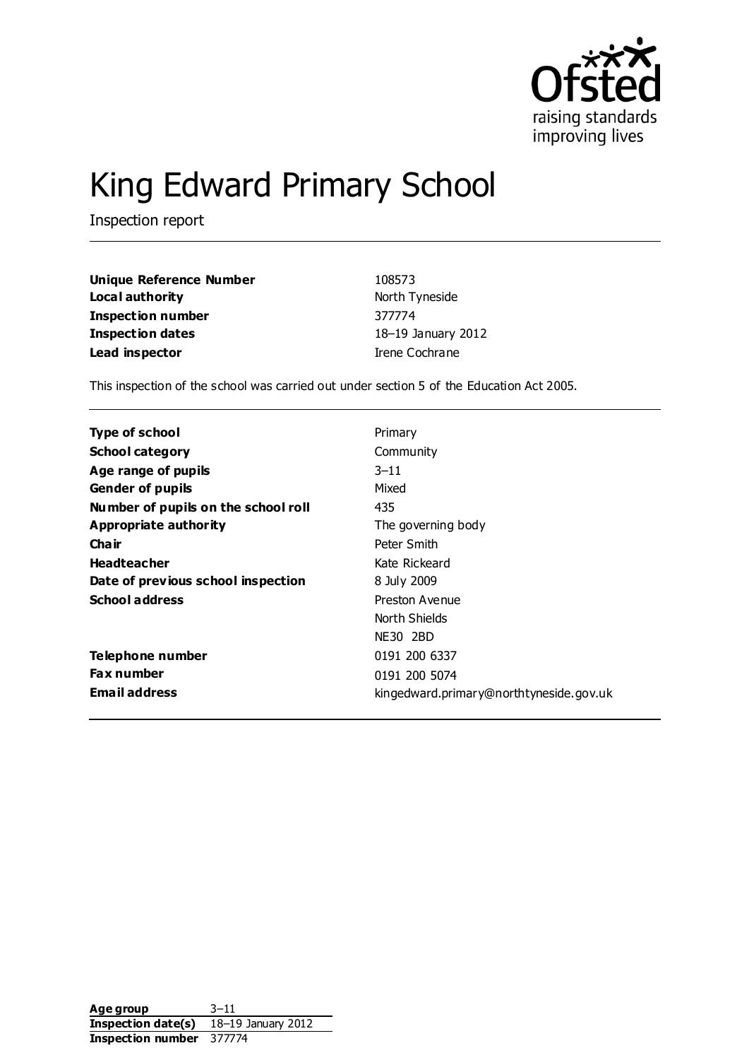Ofsted
raising standards
improving lives

# King Edward Primary School

Inspection report

| | |
|---|---|
| **Unique Reference Number** | 108573 |
| **Local authority** | North Tyneside |
| **Inspection number** | 377774 |
| **Inspection dates** | 18–19 January 2012 |
| **Lead inspector** | Irene Cochrane |

This inspection of the school was carried out under section 5 of the Education Act 2005.

| | |
|---|---|
| **Type of school** | Primary |
| **School category** | Community |
| **Age range of pupils** | 3–11 |
| **Gender of pupils** | Mixed |
| **Number of pupils on the school roll** | 435 |
| **Appropriate authority** | The governing body |
| **Chair** | Peter Smith |
| **Headteacher** | Kate Rickeard |
| **Date of previous school inspection** | 8 July 2009 |
| **School address** | Preston Avenue<br>North Shields<br>NE30 2BD |
| **Telephone number** | 0191 200 6337 |
| **Fax number** | 0191 200 5074 |
| **Email address** | kingedward.primary@northtyneside.gov.uk |

| | |
|---|---|
| **Age group** | 3–11 |
| **Inspection date(s)** | 18–19 January 2012 |
| **Inspection number** | 377774 |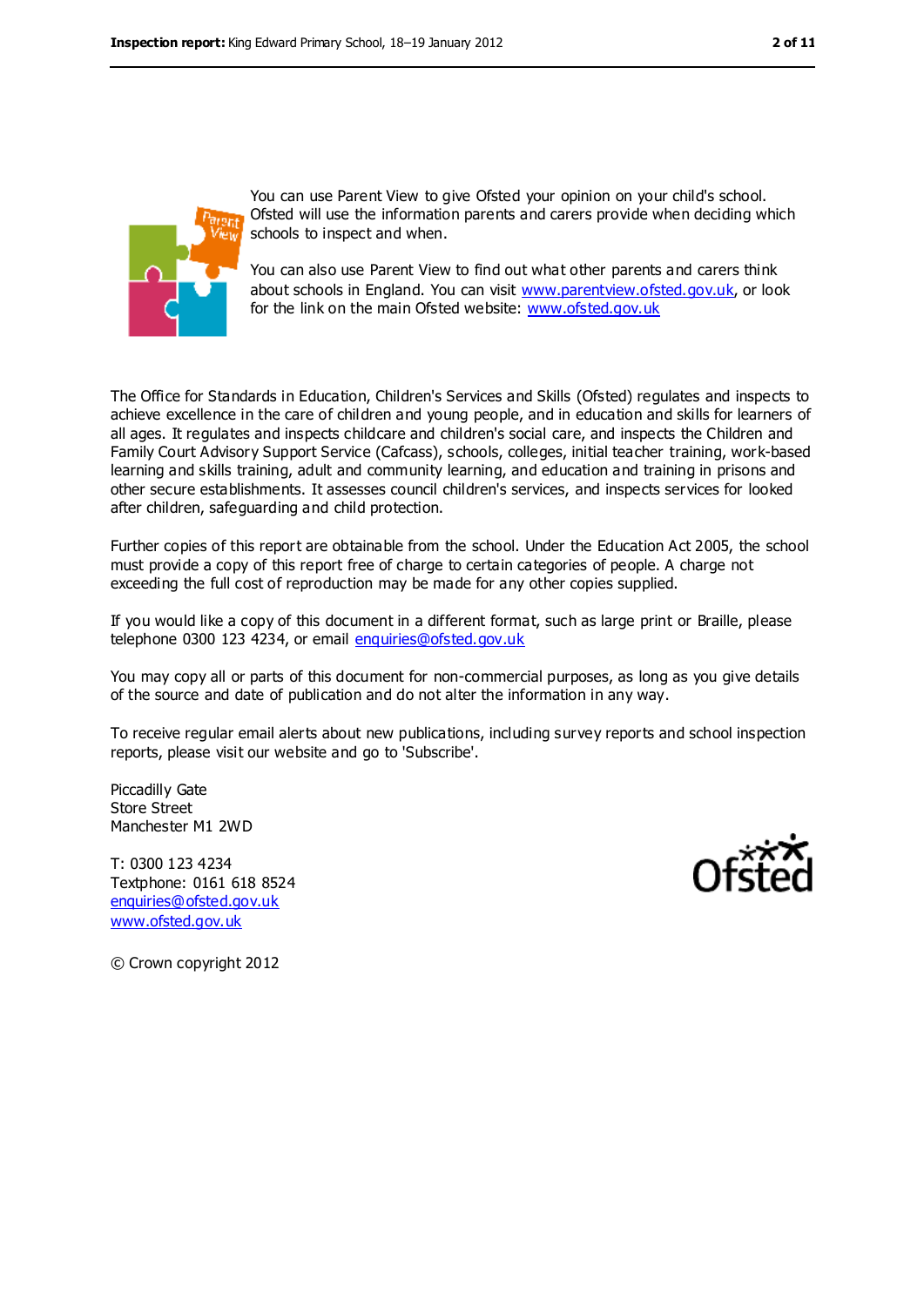You can use Parent View to give Ofsted your opinion on your child's school. Ofsted will use the information parents and carers provide when deciding which schools to inspect and when.

You can also use Parent View to find out what other parents and carers think about schools in England. You can visit www.parentview.ofsted.gov.uk, or look for the link on the main Ofsted website: www.ofsted.gov.uk

The Office for Standards in Education, Children's Services and Skills (Ofsted) regulates and inspects to achieve excellence in the care of children and young people, and in education and skills for learners of all ages. It regulates and inspects childcare and children's social care, and inspects the Children and Family Court Advisory Support Service (Cafcass), schools, colleges, initial teacher training, work-based learning and skills training, adult and community learning, and education and training in prisons and other secure establishments. It assesses council children's services, and inspects services for looked after children, safeguarding and child protection.

Further copies of this report are obtainable from the school. Under the Education Act 2005, the school must provide a copy of this report free of charge to certain categories of people. A charge not exceeding the full cost of reproduction may be made for any other copies supplied.

If you would like a copy of this document in a different format, such as large print or Braille, please telephone 0300 123 4234, or email enquiries@ofsted.gov.uk

You may copy all or parts of this document for non-commercial purposes, as long as you give details of the source and date of publication and do not alter the information in any way.

To receive regular email alerts about new publications, including survey reports and school inspection reports, please visit our website and go to 'Subscribe'.

Piccadilly Gate
Store Street
Manchester M1 2WD

T: 0300 123 4234
Textphone: 0161 618 8524
enquiries@ofsted.gov.uk
www.ofsted.gov.uk

© Crown copyright 2012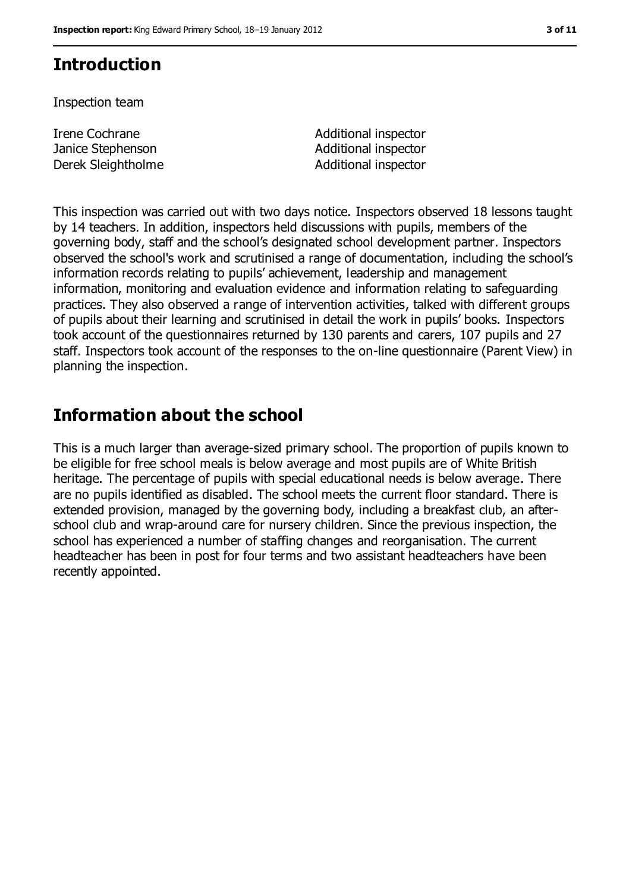## Introduction

Inspection team

| | |
|---|---|
| Irene Cochrane | Additional inspector |
| Janice Stephenson | Additional inspector |
| Derek Sleightholme | Additional inspector |

This inspection was carried out with two days notice. Inspectors observed 18 lessons taught by 14 teachers. In addition, inspectors held discussions with pupils, members of the governing body, staff and the school's designated school development partner. Inspectors observed the school's work and scrutinised a range of documentation, including the school's information records relating to pupils' achievement, leadership and management information, monitoring and evaluation evidence and information relating to safeguarding practices. They also observed a range of intervention activities, talked with different groups of pupils about their learning and scrutinised in detail the work in pupils' books. Inspectors took account of the questionnaires returned by 130 parents and carers, 107 pupils and 27 staff. Inspectors took account of the responses to the on-line questionnaire (Parent View) in planning the inspection.

## Information about the school

This is a much larger than average-sized primary school. The proportion of pupils known to be eligible for free school meals is below average and most pupils are of White British heritage. The percentage of pupils with special educational needs is below average. There are no pupils identified as disabled. The school meets the current floor standard. There is extended provision, managed by the governing body, including a breakfast club, an after-school club and wrap-around care for nursery children. Since the previous inspection, the school has experienced a number of staffing changes and reorganisation. The current headteacher has been in post for four terms and two assistant headteachers have been recently appointed.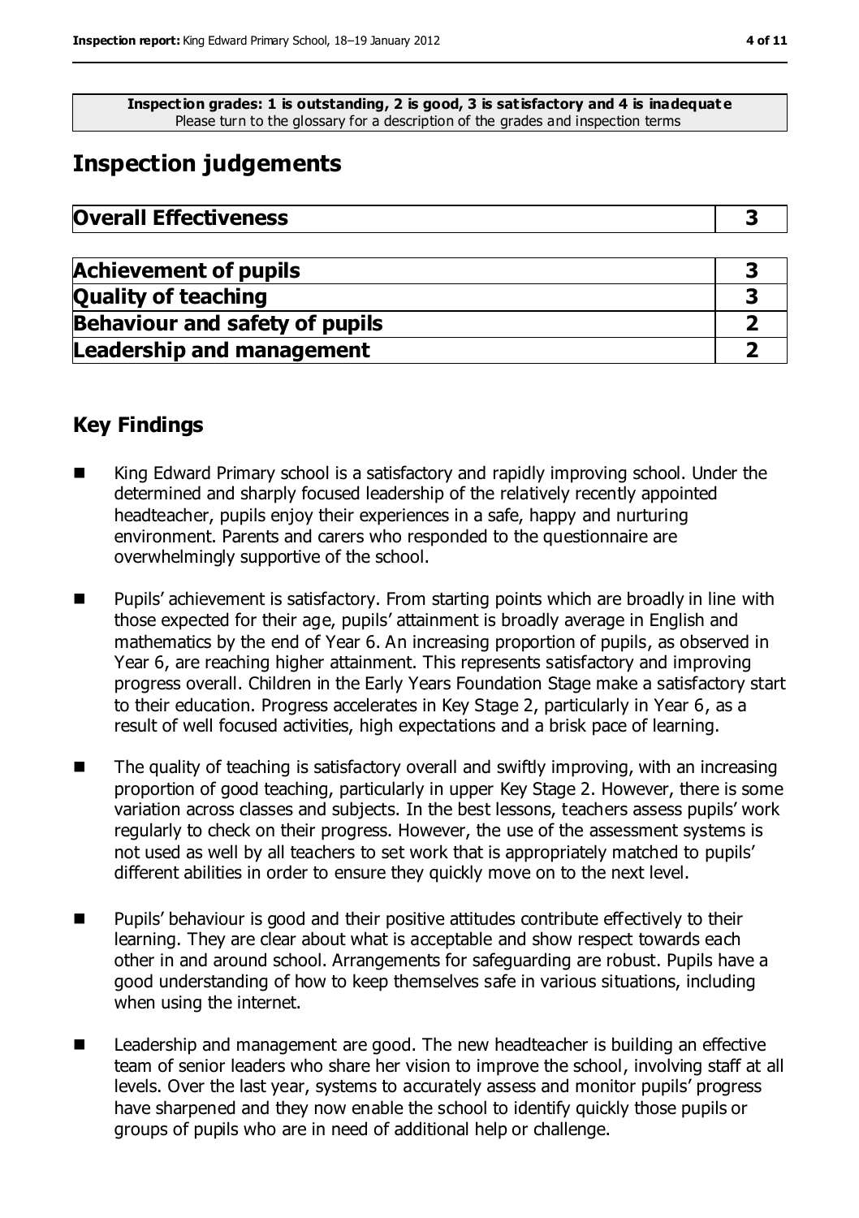**Inspection grades: 1 is outstanding, 2 is good, 3 is satisfactory and 4 is inadequate**
Please turn to the glossary for a description of the grades and inspection terms

# Inspection judgements

| Overall Effectiveness | 3 |
|---|---|

| Achievement of pupils | 3 |
|---|---|
| Quality of teaching | 3 |
| Behaviour and safety of pupils | 2 |
| Leadership and management | 2 |

## Key Findings

- King Edward Primary school is a satisfactory and rapidly improving school. Under the determined and sharply focused leadership of the relatively recently appointed headteacher, pupils enjoy their experiences in a safe, happy and nurturing environment. Parents and carers who responded to the questionnaire are overwhelmingly supportive of the school.
- Pupils' achievement is satisfactory. From starting points which are broadly in line with those expected for their age, pupils' attainment is broadly average in English and mathematics by the end of Year 6. An increasing proportion of pupils, as observed in Year 6, are reaching higher attainment. This represents satisfactory and improving progress overall. Children in the Early Years Foundation Stage make a satisfactory start to their education. Progress accelerates in Key Stage 2, particularly in Year 6, as a result of well focused activities, high expectations and a brisk pace of learning.
- The quality of teaching is satisfactory overall and swiftly improving, with an increasing proportion of good teaching, particularly in upper Key Stage 2. However, there is some variation across classes and subjects. In the best lessons, teachers assess pupils' work regularly to check on their progress. However, the use of the assessment systems is not used as well by all teachers to set work that is appropriately matched to pupils' different abilities in order to ensure they quickly move on to the next level.
- Pupils' behaviour is good and their positive attitudes contribute effectively to their learning. They are clear about what is acceptable and show respect towards each other in and around school. Arrangements for safeguarding are robust. Pupils have a good understanding of how to keep themselves safe in various situations, including when using the internet.
- Leadership and management are good. The new headteacher is building an effective team of senior leaders who share her vision to improve the school, involving staff at all levels. Over the last year, systems to accurately assess and monitor pupils' progress have sharpened and they now enable the school to identify quickly those pupils or groups of pupils who are in need of additional help or challenge.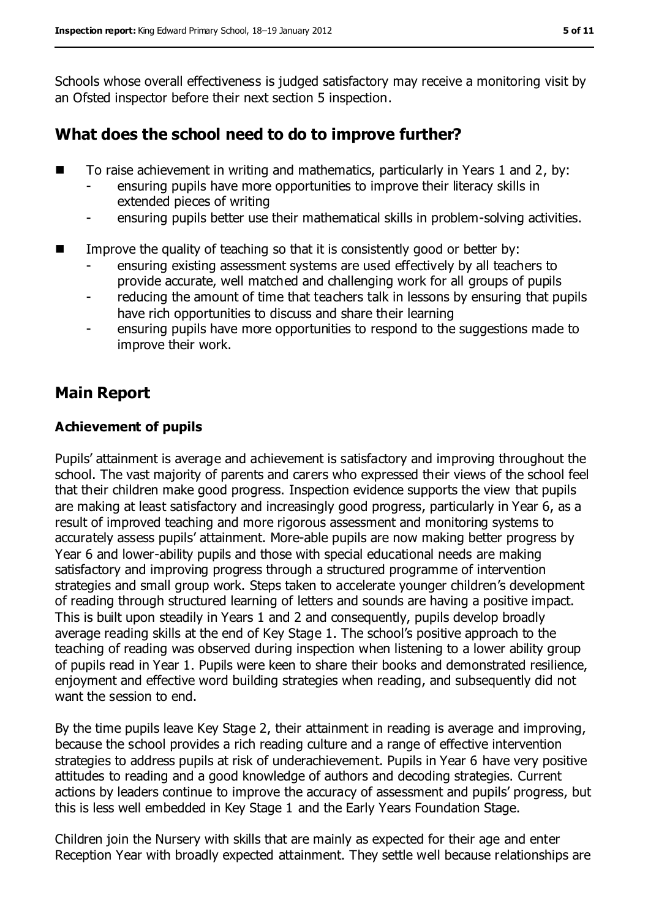Schools whose overall effectiveness is judged satisfactory may receive a monitoring visit by an Ofsted inspector before their next section 5 inspection.

## What does the school need to do to improve further?

- To raise achievement in writing and mathematics, particularly in Years 1 and 2, by:
  - ensuring pupils have more opportunities to improve their literacy skills in extended pieces of writing
  - ensuring pupils better use their mathematical skills in problem-solving activities.
- Improve the quality of teaching so that it is consistently good or better by:
  - ensuring existing assessment systems are used effectively by all teachers to provide accurate, well matched and challenging work for all groups of pupils
  - reducing the amount of time that teachers talk in lessons by ensuring that pupils have rich opportunities to discuss and share their learning
  - ensuring pupils have more opportunities to respond to the suggestions made to improve their work.

## Main Report

### Achievement of pupils

Pupils' attainment is average and achievement is satisfactory and improving throughout the school. The vast majority of parents and carers who expressed their views of the school feel that their children make good progress. Inspection evidence supports the view that pupils are making at least satisfactory and increasingly good progress, particularly in Year 6, as a result of improved teaching and more rigorous assessment and monitoring systems to accurately assess pupils' attainment. More-able pupils are now making better progress by Year 6 and lower-ability pupils and those with special educational needs are making satisfactory and improving progress through a structured programme of intervention strategies and small group work. Steps taken to accelerate younger children's development of reading through structured learning of letters and sounds are having a positive impact. This is built upon steadily in Years 1 and 2 and consequently, pupils develop broadly average reading skills at the end of Key Stage 1. The school's positive approach to the teaching of reading was observed during inspection when listening to a lower ability group of pupils read in Year 1. Pupils were keen to share their books and demonstrated resilience, enjoyment and effective word building strategies when reading, and subsequently did not want the session to end.

By the time pupils leave Key Stage 2, their attainment in reading is average and improving, because the school provides a rich reading culture and a range of effective intervention strategies to address pupils at risk of underachievement. Pupils in Year 6 have very positive attitudes to reading and a good knowledge of authors and decoding strategies. Current actions by leaders continue to improve the accuracy of assessment and pupils' progress, but this is less well embedded in Key Stage 1 and the Early Years Foundation Stage.

Children join the Nursery with skills that are mainly as expected for their age and enter Reception Year with broadly expected attainment. They settle well because relationships are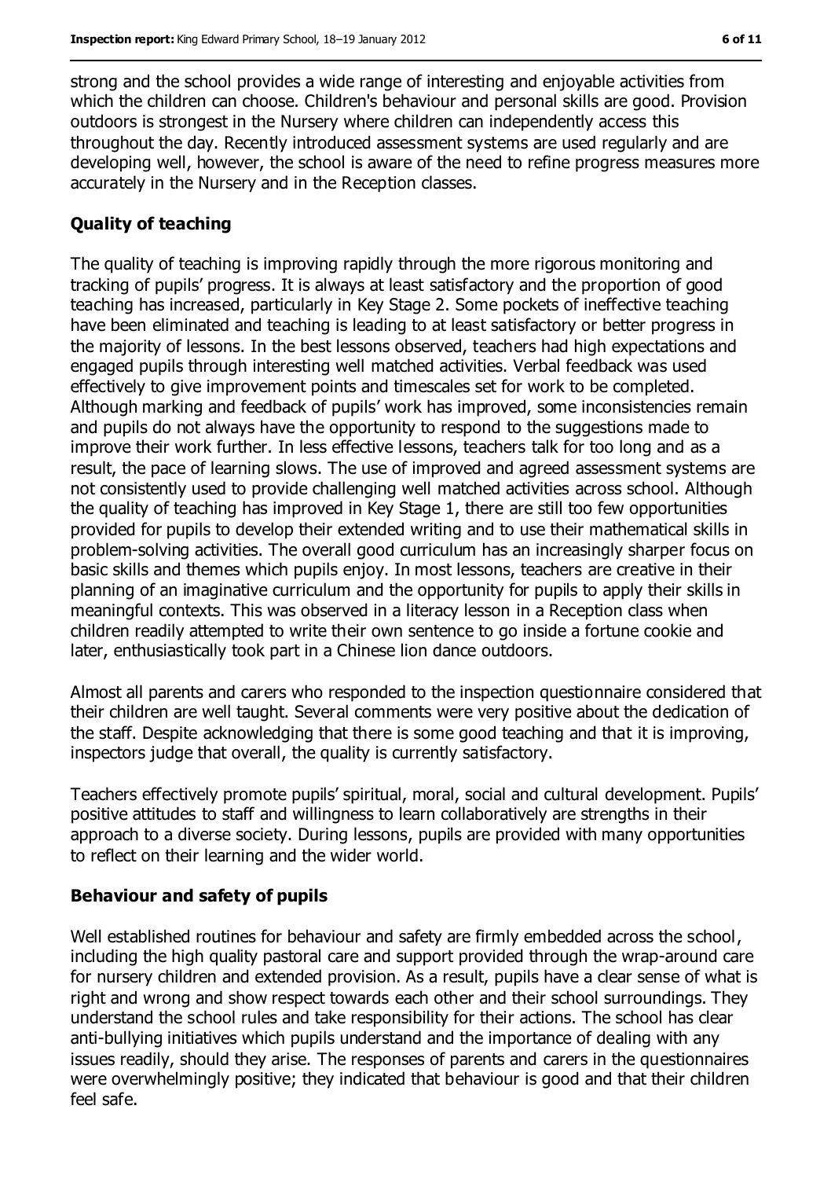strong and the school provides a wide range of interesting and enjoyable activities from which the children can choose. Children's behaviour and personal skills are good. Provision outdoors is strongest in the Nursery where children can independently access this throughout the day. Recently introduced assessment systems are used regularly and are developing well, however, the school is aware of the need to refine progress measures more accurately in the Nursery and in the Reception classes.

## Quality of teaching

The quality of teaching is improving rapidly through the more rigorous monitoring and tracking of pupils' progress. It is always at least satisfactory and the proportion of good teaching has increased, particularly in Key Stage 2. Some pockets of ineffective teaching have been eliminated and teaching is leading to at least satisfactory or better progress in the majority of lessons. In the best lessons observed, teachers had high expectations and engaged pupils through interesting well matched activities. Verbal feedback was used effectively to give improvement points and timescales set for work to be completed. Although marking and feedback of pupils' work has improved, some inconsistencies remain and pupils do not always have the opportunity to respond to the suggestions made to improve their work further. In less effective lessons, teachers talk for too long and as a result, the pace of learning slows. The use of improved and agreed assessment systems are not consistently used to provide challenging well matched activities across school. Although the quality of teaching has improved in Key Stage 1, there are still too few opportunities provided for pupils to develop their extended writing and to use their mathematical skills in problem-solving activities. The overall good curriculum has an increasingly sharper focus on basic skills and themes which pupils enjoy. In most lessons, teachers are creative in their planning of an imaginative curriculum and the opportunity for pupils to apply their skills in meaningful contexts. This was observed in a literacy lesson in a Reception class when children readily attempted to write their own sentence to go inside a fortune cookie and later, enthusiastically took part in a Chinese lion dance outdoors.

Almost all parents and carers who responded to the inspection questionnaire considered that their children are well taught. Several comments were very positive about the dedication of the staff. Despite acknowledging that there is some good teaching and that it is improving, inspectors judge that overall, the quality is currently satisfactory.

Teachers effectively promote pupils' spiritual, moral, social and cultural development. Pupils' positive attitudes to staff and willingness to learn collaboratively are strengths in their approach to a diverse society. During lessons, pupils are provided with many opportunities to reflect on their learning and the wider world.

## Behaviour and safety of pupils

Well established routines for behaviour and safety are firmly embedded across the school, including the high quality pastoral care and support provided through the wrap-around care for nursery children and extended provision. As a result, pupils have a clear sense of what is right and wrong and show respect towards each other and their school surroundings. They understand the school rules and take responsibility for their actions. The school has clear anti-bullying initiatives which pupils understand and the importance of dealing with any issues readily, should they arise. The responses of parents and carers in the questionnaires were overwhelmingly positive; they indicated that behaviour is good and that their children feel safe.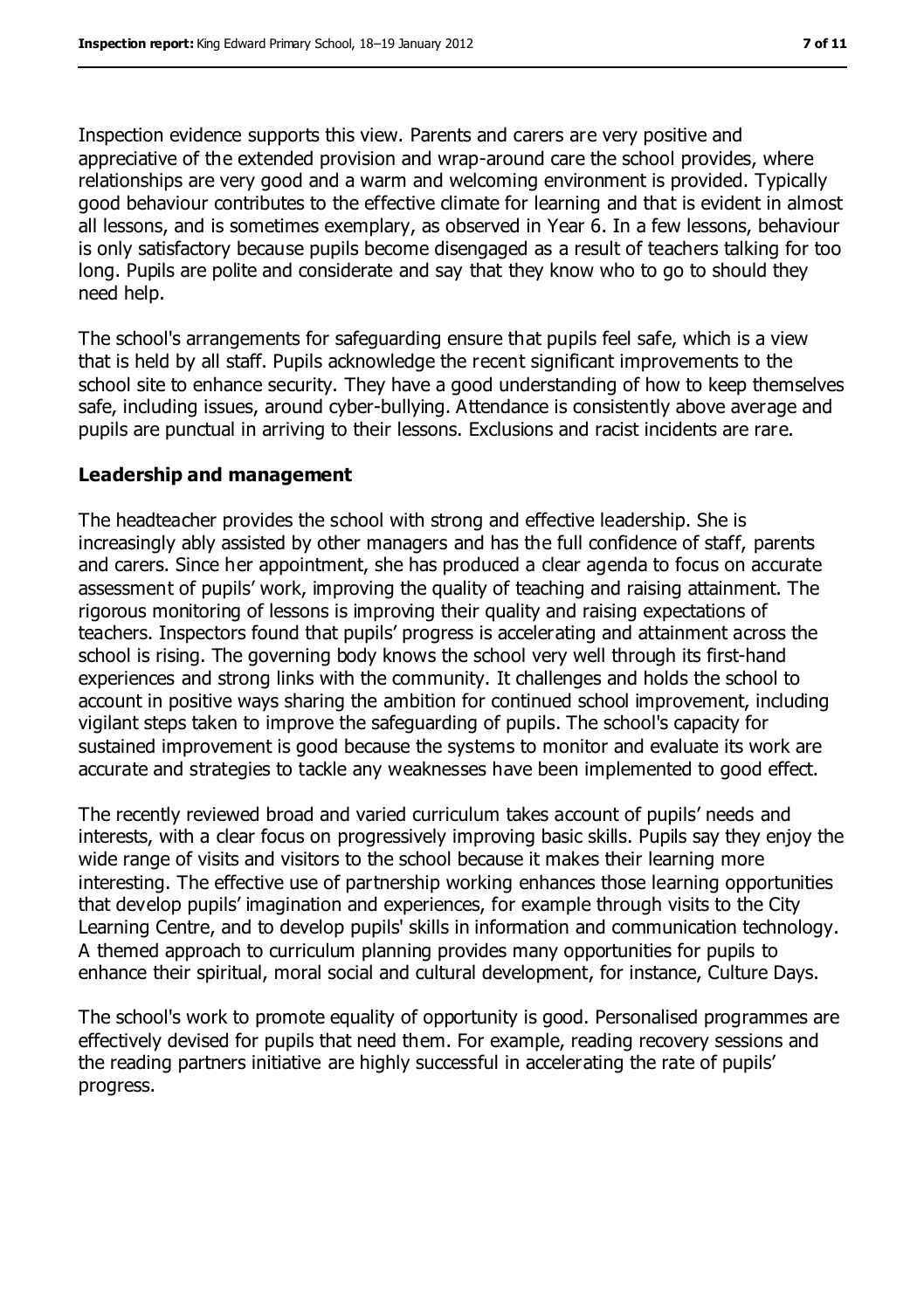Inspection evidence supports this view. Parents and carers are very positive and appreciative of the extended provision and wrap-around care the school provides, where relationships are very good and a warm and welcoming environment is provided. Typically good behaviour contributes to the effective climate for learning and that is evident in almost all lessons, and is sometimes exemplary, as observed in Year 6. In a few lessons, behaviour is only satisfactory because pupils become disengaged as a result of teachers talking for too long. Pupils are polite and considerate and say that they know who to go to should they need help.

The school's arrangements for safeguarding ensure that pupils feel safe, which is a view that is held by all staff. Pupils acknowledge the recent significant improvements to the school site to enhance security. They have a good understanding of how to keep themselves safe, including issues, around cyber-bullying. Attendance is consistently above average and pupils are punctual in arriving to their lessons. Exclusions and racist incidents are rare.

### Leadership and management

The headteacher provides the school with strong and effective leadership. She is increasingly ably assisted by other managers and has the full confidence of staff, parents and carers. Since her appointment, she has produced a clear agenda to focus on accurate assessment of pupils' work, improving the quality of teaching and raising attainment. The rigorous monitoring of lessons is improving their quality and raising expectations of teachers. Inspectors found that pupils' progress is accelerating and attainment across the school is rising. The governing body knows the school very well through its first-hand experiences and strong links with the community. It challenges and holds the school to account in positive ways sharing the ambition for continued school improvement, including vigilant steps taken to improve the safeguarding of pupils. The school's capacity for sustained improvement is good because the systems to monitor and evaluate its work are accurate and strategies to tackle any weaknesses have been implemented to good effect.

The recently reviewed broad and varied curriculum takes account of pupils' needs and interests, with a clear focus on progressively improving basic skills. Pupils say they enjoy the wide range of visits and visitors to the school because it makes their learning more interesting. The effective use of partnership working enhances those learning opportunities that develop pupils' imagination and experiences, for example through visits to the City Learning Centre, and to develop pupils' skills in information and communication technology. A themed approach to curriculum planning provides many opportunities for pupils to enhance their spiritual, moral social and cultural development, for instance, Culture Days.

The school's work to promote equality of opportunity is good. Personalised programmes are effectively devised for pupils that need them. For example, reading recovery sessions and the reading partners initiative are highly successful in accelerating the rate of pupils' progress.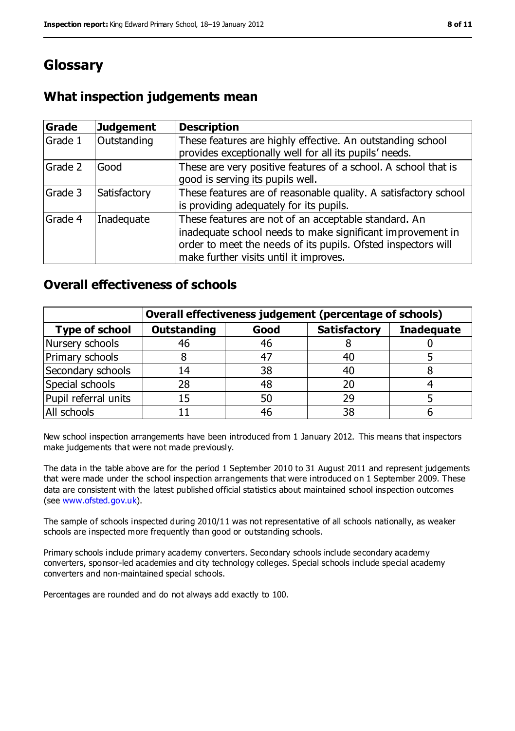# Glossary

## What inspection judgements mean

| Grade | Judgement | Description |
|---|---|---|
| Grade 1 | Outstanding | These features are highly effective. An outstanding school provides exceptionally well for all its pupils' needs. |
| Grade 2 | Good | These are very positive features of a school. A school that is good is serving its pupils well. |
| Grade 3 | Satisfactory | These features are of reasonable quality. A satisfactory school is providing adequately for its pupils. |
| Grade 4 | Inadequate | These features are not of an acceptable standard. An inadequate school needs to make significant improvement in order to meet the needs of its pupils. Ofsted inspectors will make further visits until it improves. |

## Overall effectiveness of schools

| | Overall effectiveness judgement (percentage of schools) | | | |
|---|---|---|---|---|
| **Type of school** | **Outstanding** | **Good** | **Satisfactory** | **Inadequate** |
| Nursery schools | 46 | 46 | 8 | 0 |
| Primary schools | 8 | 47 | 40 | 5 |
| Secondary schools | 14 | 38 | 40 | 8 |
| Special schools | 28 | 48 | 20 | 4 |
| Pupil referral units | 15 | 50 | 29 | 5 |
| All schools | 11 | 46 | 38 | 6 |

New school inspection arrangements have been introduced from 1 January 2012. This means that inspectors make judgements that were not made previously.

The data in the table above are for the period 1 September 2010 to 31 August 2011 and represent judgements that were made under the school inspection arrangements that were introduced on 1 September 2009. These data are consistent with the latest published official statistics about maintained school inspection outcomes (see www.ofsted.gov.uk).

The sample of schools inspected during 2010/11 was not representative of all schools nationally, as weaker schools are inspected more frequently than good or outstanding schools.

Primary schools include primary academy converters. Secondary schools include secondary academy converters, sponsor-led academies and city technology colleges. Special schools include special academy converters and non-maintained special schools.

Percentages are rounded and do not always add exactly to 100.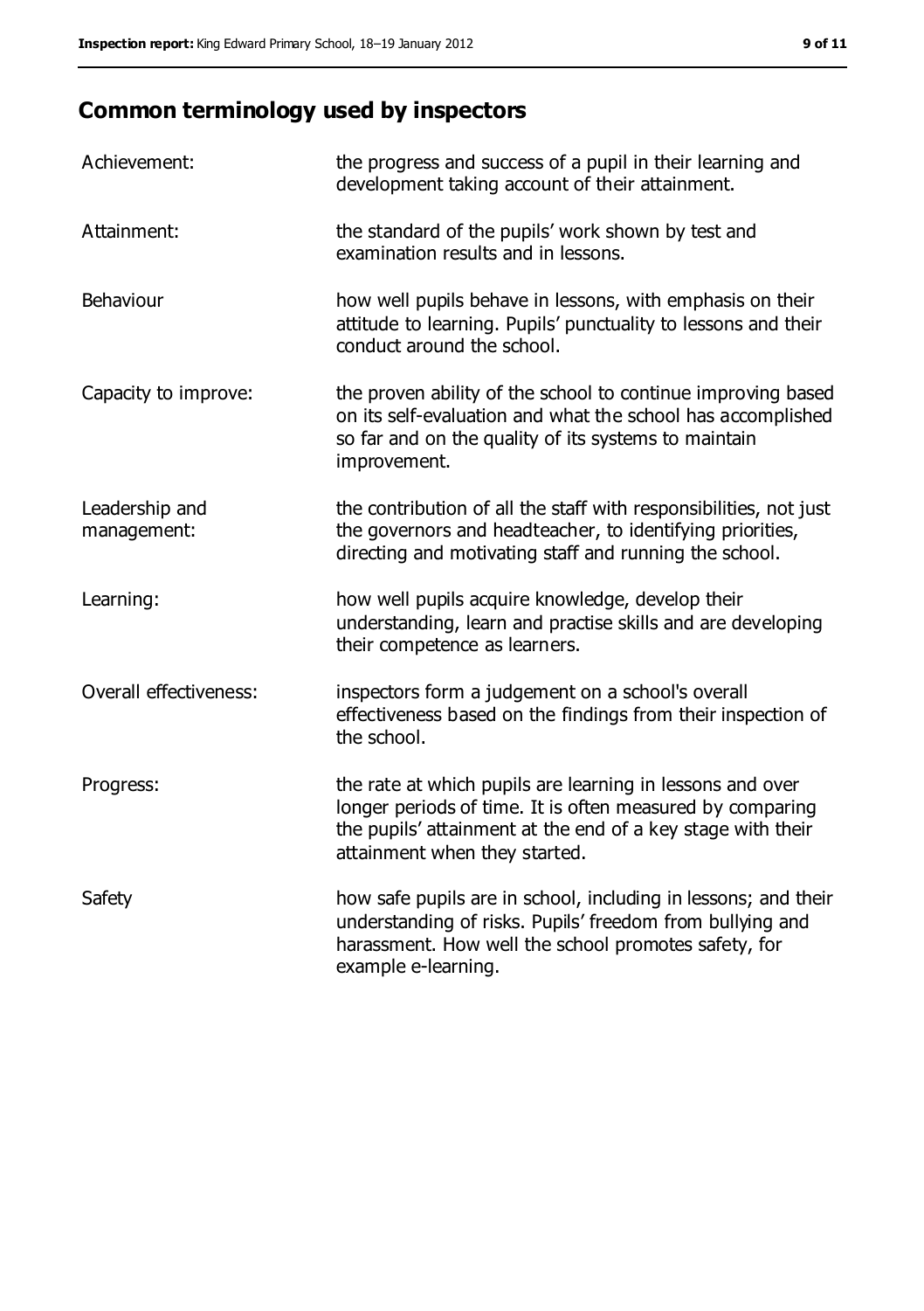## Common terminology used by inspectors

| | |
|---|---|
| Achievement: | the progress and success of a pupil in their learning and development taking account of their attainment. |
| Attainment: | the standard of the pupils' work shown by test and examination results and in lessons. |
| Behaviour | how well pupils behave in lessons, with emphasis on their attitude to learning. Pupils' punctuality to lessons and their conduct around the school. |
| Capacity to improve: | the proven ability of the school to continue improving based on its self-evaluation and what the school has accomplished so far and on the quality of its systems to maintain improvement. |
| Leadership and management: | the contribution of all the staff with responsibilities, not just the governors and headteacher, to identifying priorities, directing and motivating staff and running the school. |
| Learning: | how well pupils acquire knowledge, develop their understanding, learn and practise skills and are developing their competence as learners. |
| Overall effectiveness: | inspectors form a judgement on a school's overall effectiveness based on the findings from their inspection of the school. |
| Progress: | the rate at which pupils are learning in lessons and over longer periods of time. It is often measured by comparing the pupils' attainment at the end of a key stage with their attainment when they started. |
| Safety | how safe pupils are in school, including in lessons; and their understanding of risks. Pupils' freedom from bullying and harassment. How well the school promotes safety, for example e-learning. |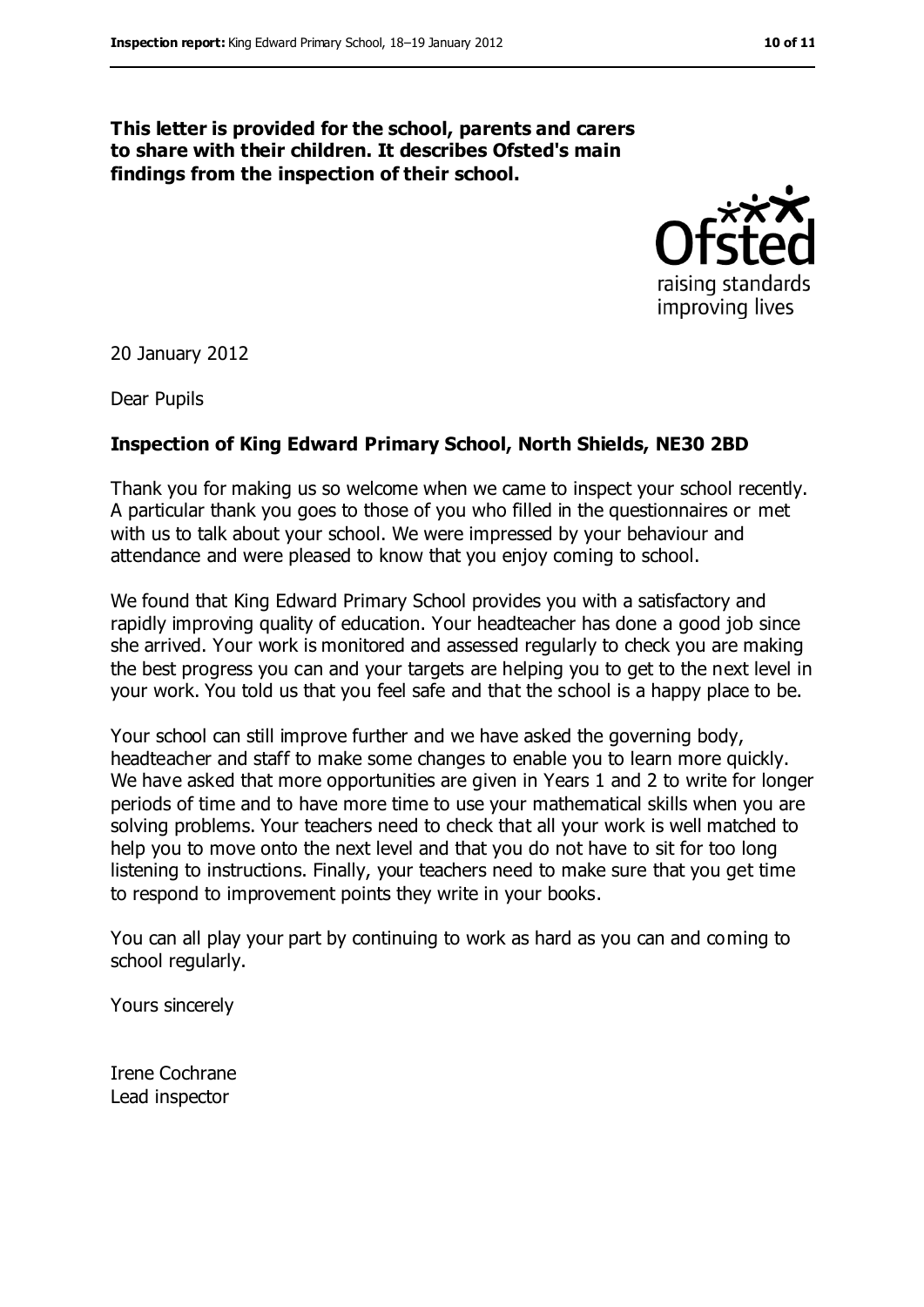**This letter is provided for the school, parents and carers to share with their children. It describes Ofsted's main findings from the inspection of their school.**

20 January 2012

Dear Pupils

**Inspection of King Edward Primary School, North Shields, NE30 2BD**

Thank you for making us so welcome when we came to inspect your school recently. A particular thank you goes to those of you who filled in the questionnaires or met with us to talk about your school. We were impressed by your behaviour and attendance and were pleased to know that you enjoy coming to school.

We found that King Edward Primary School provides you with a satisfactory and rapidly improving quality of education. Your headteacher has done a good job since she arrived. Your work is monitored and assessed regularly to check you are making the best progress you can and your targets are helping you to get to the next level in your work. You told us that you feel safe and that the school is a happy place to be.

Your school can still improve further and we have asked the governing body, headteacher and staff to make some changes to enable you to learn more quickly. We have asked that more opportunities are given in Years 1 and 2 to write for longer periods of time and to have more time to use your mathematical skills when you are solving problems. Your teachers need to check that all your work is well matched to help you to move onto the next level and that you do not have to sit for too long listening to instructions. Finally, your teachers need to make sure that you get time to respond to improvement points they write in your books.

You can all play your part by continuing to work as hard as you can and coming to school regularly.

Yours sincerely

Irene Cochrane
Lead inspector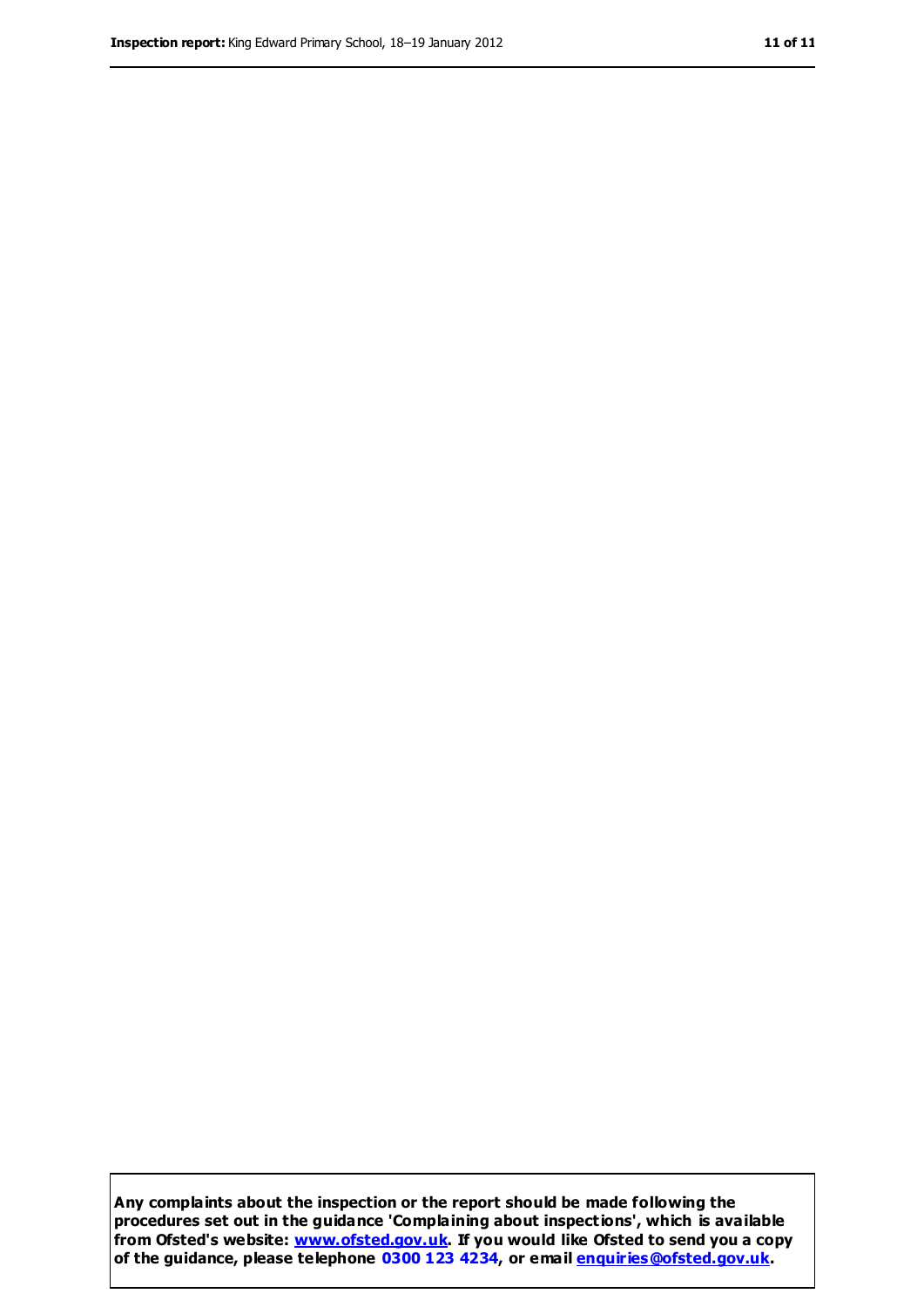**Any complaints about the inspection or the report should be made following the procedures set out in the guidance 'Complaining about inspections', which is available from Ofsted's website: www.ofsted.gov.uk. If you would like Ofsted to send you a copy of the guidance, please telephone 0300 123 4234, or email enquiries@ofsted.gov.uk.**